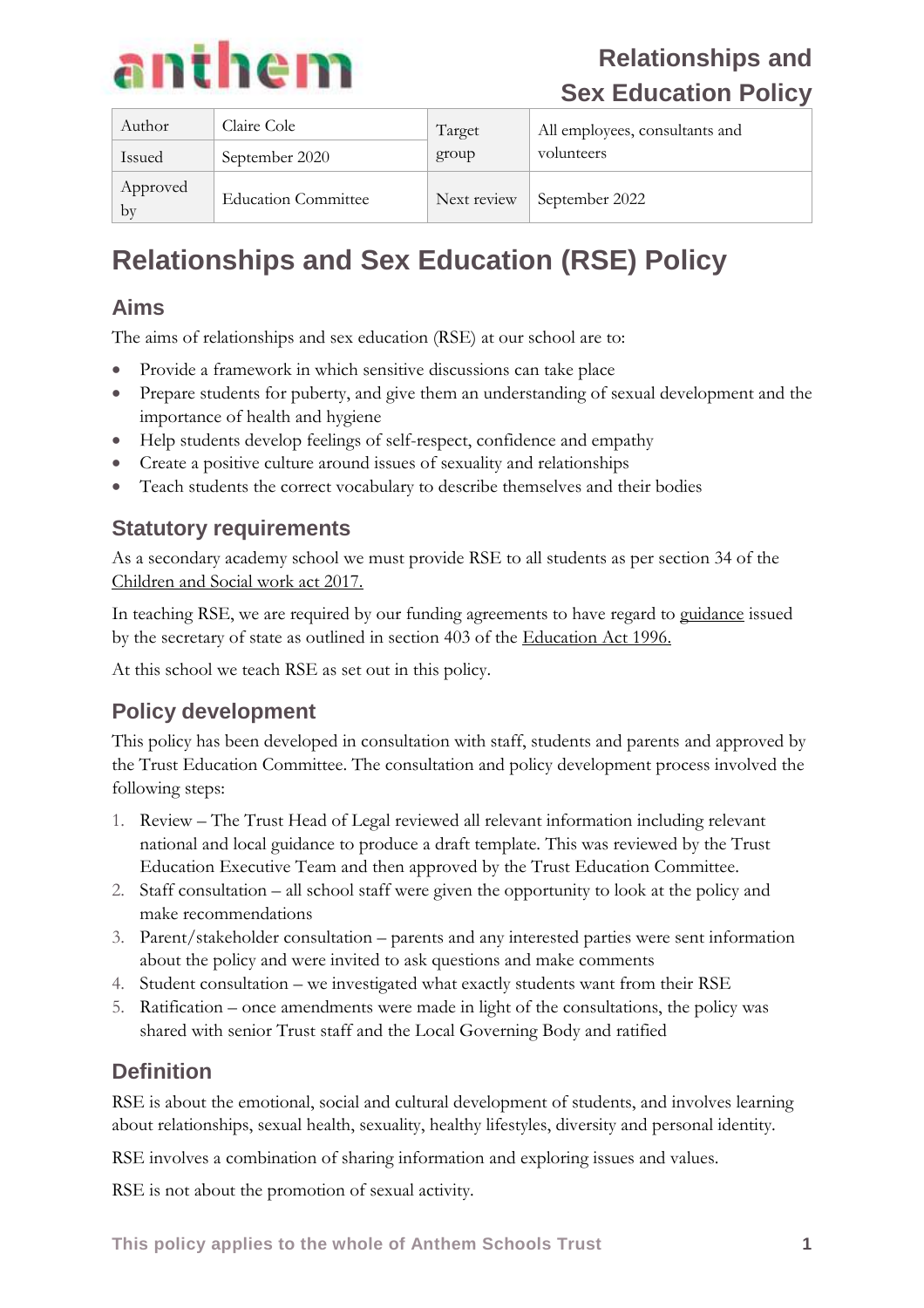anthem

Relationships and Sex Education Policy

| Author | Claire Cole | Target group | All employees, consultants and volunteers |
|---|---|---|---|
| Issued | September 2020 | | |
| Approved by | Education Committee | Next review | September 2022 |

# Relationships and Sex Education (RSE) Policy

## Aims

The aims of relationships and sex education (RSE) at our school are to:

- Provide a framework in which sensitive discussions can take place
- Prepare students for puberty, and give them an understanding of sexual development and the importance of health and hygiene
- Help students develop feelings of self-respect, confidence and empathy
- Create a positive culture around issues of sexuality and relationships
- Teach students the correct vocabulary to describe themselves and their bodies

## Statutory requirements

As a secondary academy school we must provide RSE to all students as per section 34 of the Children and Social work act 2017.

In teaching RSE, we are required by our funding agreements to have regard to guidance issued by the secretary of state as outlined in section 403 of the Education Act 1996.

At this school we teach RSE as set out in this policy.

## Policy development

This policy has been developed in consultation with staff, students and parents and approved by the Trust Education Committee. The consultation and policy development process involved the following steps:

1. Review – The Trust Head of Legal reviewed all relevant information including relevant national and local guidance to produce a draft template. This was reviewed by the Trust Education Executive Team and then approved by the Trust Education Committee.
2. Staff consultation – all school staff were given the opportunity to look at the policy and make recommendations
3. Parent/stakeholder consultation – parents and any interested parties were sent information about the policy and were invited to ask questions and make comments
4. Student consultation – we investigated what exactly students want from their RSE
5. Ratification – once amendments were made in light of the consultations, the policy was shared with senior Trust staff and the Local Governing Body and ratified

## Definition

RSE is about the emotional, social and cultural development of students, and involves learning about relationships, sexual health, sexuality, healthy lifestyles, diversity and personal identity.

RSE involves a combination of sharing information and exploring issues and values.

RSE is not about the promotion of sexual activity.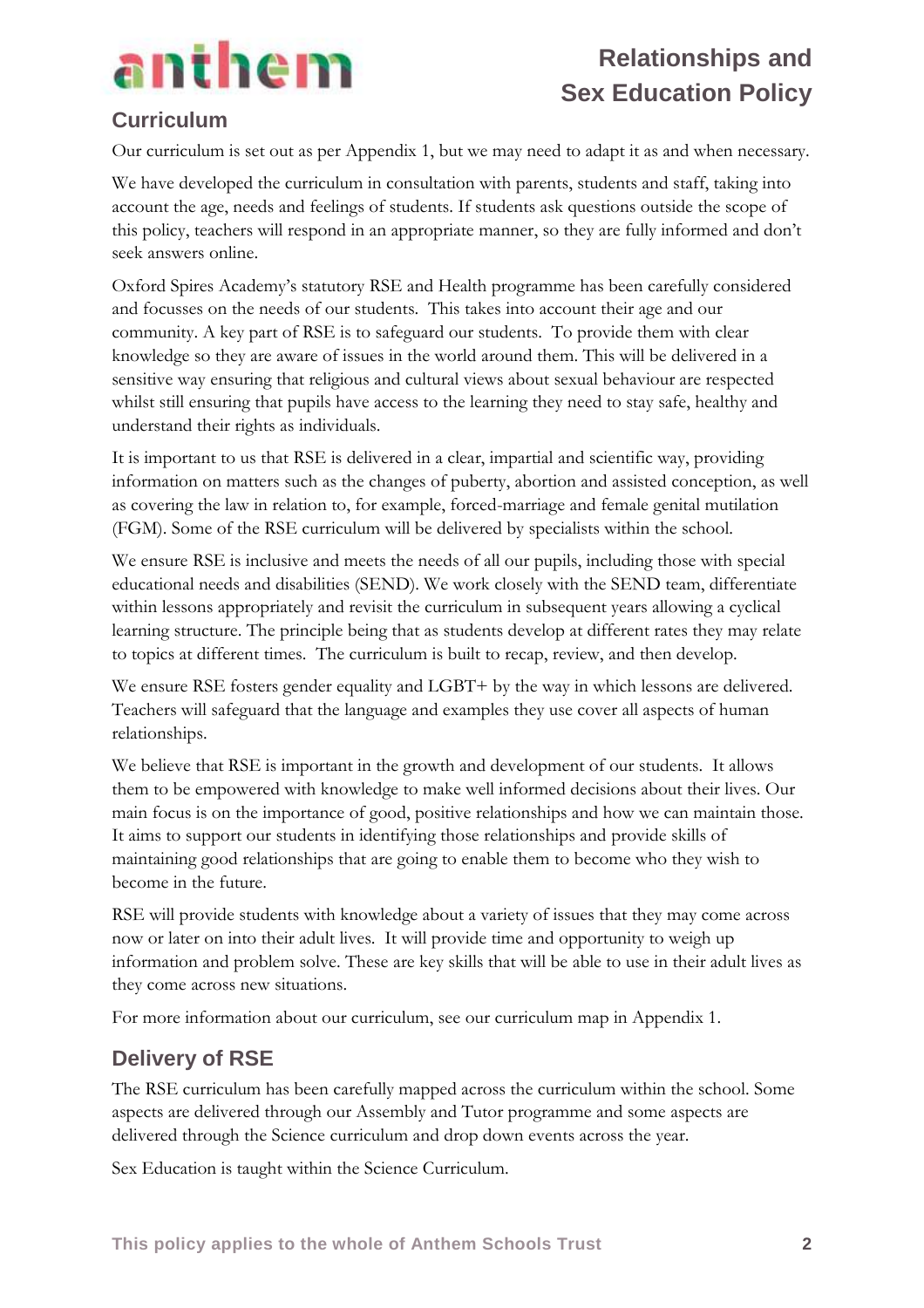## Curriculum

Our curriculum is set out as per Appendix 1, but we may need to adapt it as and when necessary.

We have developed the curriculum in consultation with parents, students and staff, taking into account the age, needs and feelings of students. If students ask questions outside the scope of this policy, teachers will respond in an appropriate manner, so they are fully informed and don't seek answers online.

Oxford Spires Academy's statutory RSE and Health programme has been carefully considered and focusses on the needs of our students. This takes into account their age and our community. A key part of RSE is to safeguard our students. To provide them with clear knowledge so they are aware of issues in the world around them. This will be delivered in a sensitive way ensuring that religious and cultural views about sexual behaviour are respected whilst still ensuring that pupils have access to the learning they need to stay safe, healthy and understand their rights as individuals.

It is important to us that RSE is delivered in a clear, impartial and scientific way, providing information on matters such as the changes of puberty, abortion and assisted conception, as well as covering the law in relation to, for example, forced-marriage and female genital mutilation (FGM). Some of the RSE curriculum will be delivered by specialists within the school.

We ensure RSE is inclusive and meets the needs of all our pupils, including those with special educational needs and disabilities (SEND). We work closely with the SEND team, differentiate within lessons appropriately and revisit the curriculum in subsequent years allowing a cyclical learning structure. The principle being that as students develop at different rates they may relate to topics at different times. The curriculum is built to recap, review, and then develop.

We ensure RSE fosters gender equality and LGBT+ by the way in which lessons are delivered. Teachers will safeguard that the language and examples they use cover all aspects of human relationships.

We believe that RSE is important in the growth and development of our students. It allows them to be empowered with knowledge to make well informed decisions about their lives. Our main focus is on the importance of good, positive relationships and how we can maintain those. It aims to support our students in identifying those relationships and provide skills of maintaining good relationships that are going to enable them to become who they wish to become in the future.

RSE will provide students with knowledge about a variety of issues that they may come across now or later on into their adult lives. It will provide time and opportunity to weigh up information and problem solve. These are key skills that will be able to use in their adult lives as they come across new situations.

For more information about our curriculum, see our curriculum map in Appendix 1.

## Delivery of RSE

The RSE curriculum has been carefully mapped across the curriculum within the school. Some aspects are delivered through our Assembly and Tutor programme and some aspects are delivered through the Science curriculum and drop down events across the year.

Sex Education is taught within the Science Curriculum.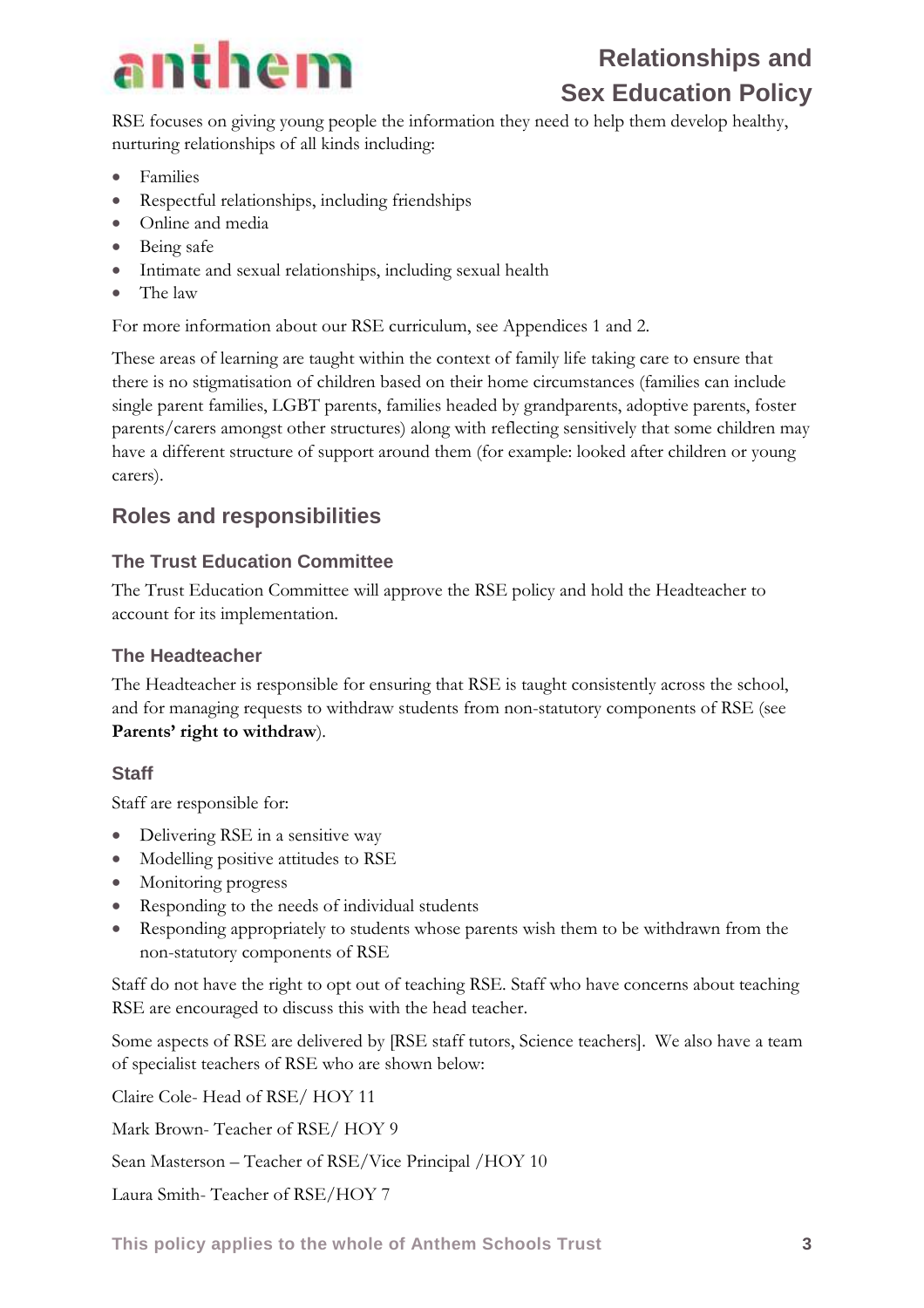RSE focuses on giving young people the information they need to help them develop healthy, nurturing relationships of all kinds including:

- Families
- Respectful relationships, including friendships
- Online and media
- Being safe
- Intimate and sexual relationships, including sexual health
- The law

For more information about our RSE curriculum, see Appendices 1 and 2.

These areas of learning are taught within the context of family life taking care to ensure that there is no stigmatisation of children based on their home circumstances (families can include single parent families, LGBT parents, families headed by grandparents, adoptive parents, foster parents/carers amongst other structures) along with reflecting sensitively that some children may have a different structure of support around them (for example: looked after children or young carers).

## Roles and responsibilities

### The Trust Education Committee

The Trust Education Committee will approve the RSE policy and hold the Headteacher to account for its implementation.

### The Headteacher

The Headteacher is responsible for ensuring that RSE is taught consistently across the school, and for managing requests to withdraw students from non-statutory components of RSE (see **Parents' right to withdraw**).

### Staff

Staff are responsible for:

- Delivering RSE in a sensitive way
- Modelling positive attitudes to RSE
- Monitoring progress
- Responding to the needs of individual students
- Responding appropriately to students whose parents wish them to be withdrawn from the non-statutory components of RSE

Staff do not have the right to opt out of teaching RSE. Staff who have concerns about teaching RSE are encouraged to discuss this with the head teacher.

Some aspects of RSE are delivered by [RSE staff tutors, Science teachers]. We also have a team of specialist teachers of RSE who are shown below:

Claire Cole- Head of RSE/ HOY 11

Mark Brown- Teacher of RSE/ HOY 9

Sean Masterson – Teacher of RSE/Vice Principal /HOY 10

Laura Smith- Teacher of RSE/HOY 7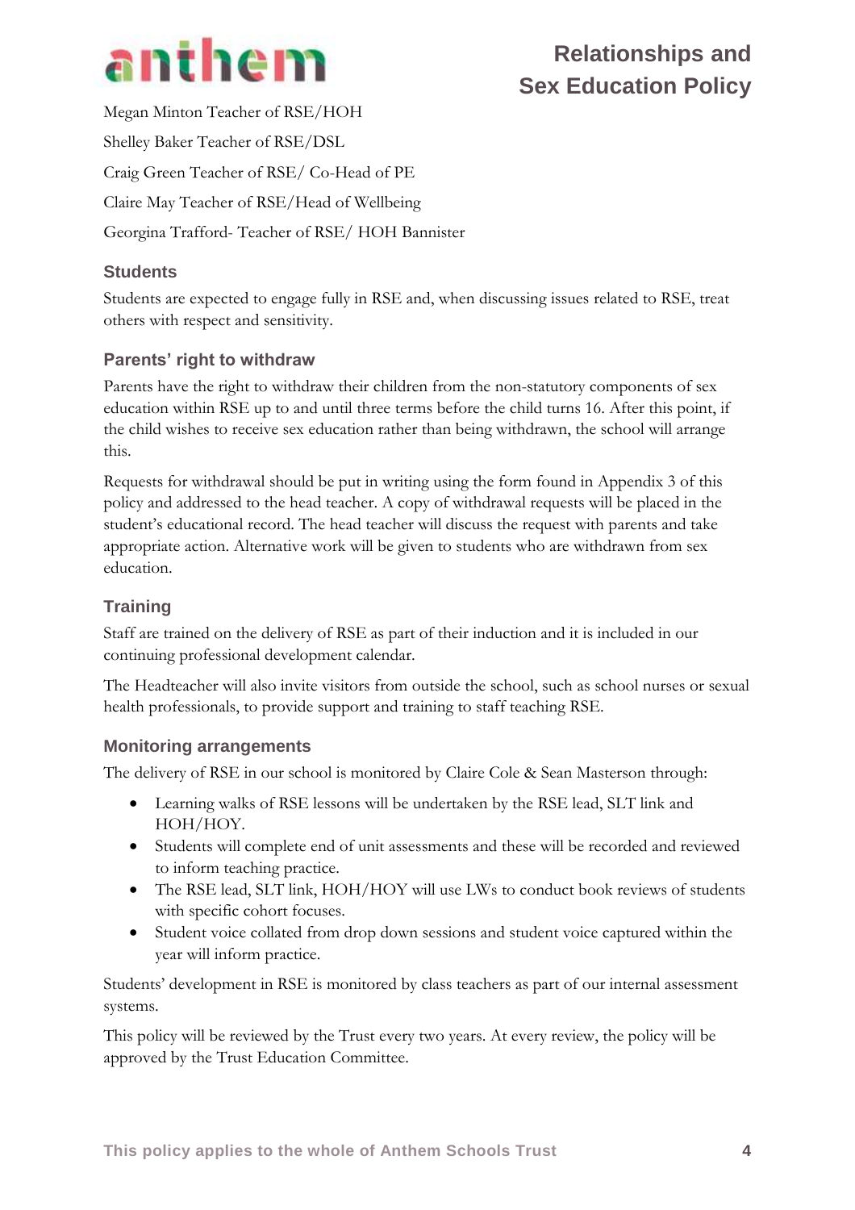Megan Minton Teacher of RSE/HOH

Shelley Baker Teacher of RSE/DSL

Craig Green Teacher of RSE/ Co-Head of PE

Claire May Teacher of RSE/Head of Wellbeing

Georgina Trafford- Teacher of RSE/ HOH Bannister

### Students

Students are expected to engage fully in RSE and, when discussing issues related to RSE, treat others with respect and sensitivity.

### Parents' right to withdraw

Parents have the right to withdraw their children from the non-statutory components of sex education within RSE up to and until three terms before the child turns 16. After this point, if the child wishes to receive sex education rather than being withdrawn, the school will arrange this.

Requests for withdrawal should be put in writing using the form found in Appendix 3 of this policy and addressed to the head teacher. A copy of withdrawal requests will be placed in the student's educational record. The head teacher will discuss the request with parents and take appropriate action. Alternative work will be given to students who are withdrawn from sex education.

### Training

Staff are trained on the delivery of RSE as part of their induction and it is included in our continuing professional development calendar.

The Headteacher will also invite visitors from outside the school, such as school nurses or sexual health professionals, to provide support and training to staff teaching RSE.

### Monitoring arrangements

The delivery of RSE in our school is monitored by Claire Cole & Sean Masterson through:

- Learning walks of RSE lessons will be undertaken by the RSE lead, SLT link and HOH/HOY.
- Students will complete end of unit assessments and these will be recorded and reviewed to inform teaching practice.
- The RSE lead, SLT link, HOH/HOY will use LWs to conduct book reviews of students with specific cohort focuses.
- Student voice collated from drop down sessions and student voice captured within the year will inform practice.

Students' development in RSE is monitored by class teachers as part of our internal assessment systems.

This policy will be reviewed by the Trust every two years. At every review, the policy will be approved by the Trust Education Committee.